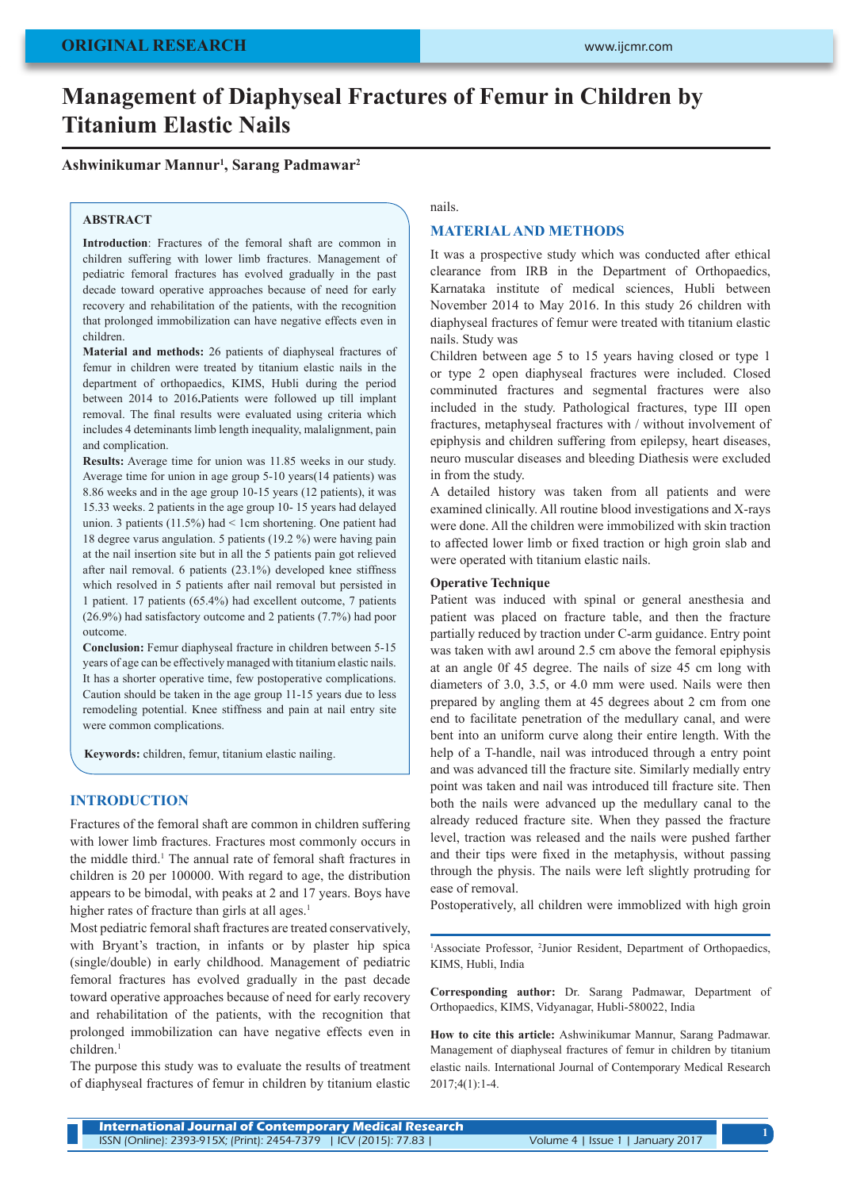ORIGINAL RESEARCH

# Management of Diaphyseal Fractures of Femur in Children by Titanium Elastic Nails

**Ashwinikumar Mannur[1], Sarang Padmawar[2]**

## ABSTRACT

**Introduction**: Fractures of the femoral shaft are common in children suffering with lower limb fractures. Management of pediatric femoral fractures has evolved gradually in the past decade toward operative approaches because of need for early recovery and rehabilitation of the patients, with the recognition that prolonged immobilization can have negative effects even in children.

**Material and methods:** 26 patients of diaphyseal fractures of femur in children were treated by titanium elastic nails in the department of orthopaedics, KIMS, Hubli during the period between 2014 to 2016.Patients were followed up till implant removal. The final results were evaluated using criteria which includes 4 deteminants limb length inequality, malalignment, pain and complication.

**Results:** Average time for union was 11.85 weeks in our study. Average time for union in age group 5-10 years(14 patients) was 8.86 weeks and in the age group 10-15 years (12 patients), it was 15.33 weeks. 2 patients in the age group 10- 15 years had delayed union. 3 patients (11.5%) had < 1cm shortening. One patient had 18 degree varus angulation. 5 patients (19.2 %) were having pain at the nail insertion site but in all the 5 patients got relieved after nail removal. 6 patients (23.1%) developed knee stiffness which resolved in 5 patients after nail removal but persisted in 1 patient. 17 patients (65.4%) had excellent outcome, 7 patients (26.9%) had satisfactory outcome and 2 patients (7.7%) had poor outcome.

**Conclusion:** Femur diaphyseal fracture in children between 5-15 years of age can be effectively managed with titanium elastic nails. It has a shorter operative time, few postoperative complications. Caution should be taken in the age group 11-15 years due to less remodeling potential. Knee stiffness and pain at nail entry site were common complications.

**Keywords:** children, femur, titanium elastic nailing.

## INTRODUCTION

Fractures of the femoral shaft are common in children suffering with lower limb fractures. Fractures most commonly occurs in the middle third.[1] The annual rate of femoral shaft fractures in children is 20 per 100000. With regard to age, the distribution appears to be bimodal, with peaks at 2 and 17 years. Boys have higher rates of fracture than girls at all ages.[1]

Most pediatric femoral shaft fractures are treated conservatively, with Bryant's traction, in infants or by plaster hip spica (single/double) in early childhood. Management of pediatric femoral fractures has evolved gradually in the past decade toward operative approaches because of need for early recovery and rehabilitation of the patients, with the recognition that prolonged immobilization can have negative effects even in children.[1]

The purpose this study was to evaluate the results of treatment of diaphyseal fractures of femur in children by titanium elastic nails.

## MATERIAL AND METHODS

It was a prospective study which was conducted after ethical clearance from IRB in the Department of Orthopaedics, Karnataka institute of medical sciences, Hubli between November 2014 to May 2016. In this study 26 children with diaphyseal fractures of femur were treated with titanium elastic nails. Study was

Children between age 5 to 15 years having closed or type 1 or type 2 open diaphyseal fractures were included. Closed comminuted fractures and segmental fractures were also included in the study. Pathological fractures, type III open fractures, metaphyseal fractures with / without involvement of epiphysis and children suffering from epilepsy, heart diseases, neuro muscular diseases and bleeding Diathesis were excluded in from the study.

A detailed history was taken from all patients and were examined clinically. All routine blood investigations and X-rays were done. All the children were immobilized with skin traction to affected lower limb or fixed traction or high groin slab and were operated with titanium elastic nails.

### Operative Technique

Patient was induced with spinal or general anesthesia and patient was placed on fracture table, and then the fracture partially reduced by traction under C-arm guidance. Entry point was taken with awl around 2.5 cm above the femoral epiphysis at an angle 0f 45 degree. The nails of size 45 cm long with diameters of 3.0, 3.5, or 4.0 mm were used. Nails were then prepared by angling them at 45 degrees about 2 cm from one end to facilitate penetration of the medullary canal, and were bent into an uniform curve along their entire length. With the help of a T-handle, nail was introduced through a entry point and was advanced till the fracture site. Similarly medially entry point was taken and nail was introduced till fracture site. Then both the nails were advanced up the medullary canal to the already reduced fracture site. When they passed the fracture level, traction was released and the nails were pushed farther and their tips were fixed in the metaphysis, without passing through the physis. The nails were left slightly protruding for ease of removal.

Postoperatively, all children were immoblized with high groin

[1]Associate Professor, [2]Junior Resident, Department of Orthopaedics, KIMS, Hubli, India

**Corresponding author:** Dr. Sarang Padmawar, Department of Orthopaedics, KIMS, Vidyanagar, Hubli-580022, India

**How to cite this article:** Ashwinikumar Mannur, Sarang Padmawar. Management of diaphyseal fractures of femur in children by titanium elastic nails. International Journal of Contemporary Medical Research 2017;4(1):1-4.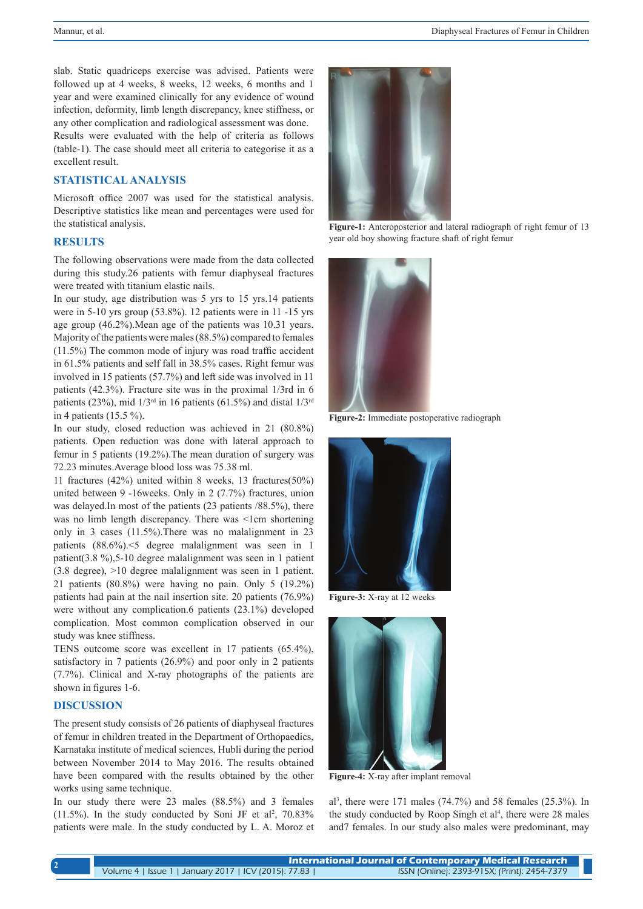slab. Static quadriceps exercise was advised. Patients were followed up at 4 weeks, 8 weeks, 12 weeks, 6 months and 1 year and were examined clinically for any evidence of wound infection, deformity, limb length discrepancy, knee stiffness, or any other complication and radiological assessment was done.
Results were evaluated with the help of criteria as follows (table-1). The case should meet all criteria to categorise it as a excellent result.

## STATISTICAL ANALYSIS

Microsoft office 2007 was used for the statistical analysis. Descriptive statistics like mean and percentages were used for the statistical analysis.

## RESULTS

The following observations were made from the data collected during this study.26 patients with femur diaphyseal fractures were treated with titanium elastic nails.
In our study, age distribution was 5 yrs to 15 yrs.14 patients were in 5-10 yrs group (53.8%). 12 patients were in 11 -15 yrs age group (46.2%).Mean age of the patients was 10.31 years. Majority of the patients were males (88.5%) compared to females (11.5%) The common mode of injury was road traffic accident in 61.5% patients and self fall in 38.5% cases. Right femur was involved in 15 patients (57.7%) and left side was involved in 11 patients (42.3%). Fracture site was in the proximal 1/3rd in 6 patients (23%), mid 1/3rd in 16 patients (61.5%) and distal 1/3rd in 4 patients (15.5 %).
In our study, closed reduction was achieved in 21 (80.8%) patients. Open reduction was done with lateral approach to femur in 5 patients (19.2%).The mean duration of surgery was 72.23 minutes.Average blood loss was 75.38 ml.
11 fractures (42%) united within 8 weeks, 13 fractures(50%) united between 9 -16weeks. Only in 2 (7.7%) fractures, union was delayed.In most of the patients (23 patients /88.5%), there was no limb length discrepancy. There was <1cm shortening only in 3 cases (11.5%).There was no malalignment in 23 patients (88.6%).<5 degree malalignment was seen in 1 patient(3.8 %),5-10 degree malalignment was seen in 1 patient (3.8 degree), >10 degree malalignment was seen in 1 patient. 21 patients (80.8%) were having no pain. Only 5 (19.2%) patients had pain at the nail insertion site. 20 patients (76.9%) were without any complication.6 patients (23.1%) developed complication. Most common complication observed in our study was knee stiffness.
TENS outcome score was excellent in 17 patients (65.4%), satisfactory in 7 patients (26.9%) and poor only in 2 patients (7.7%). Clinical and X-ray photographs of the patients are shown in figures 1-6.

**Figure-1:** Anteroposterior and lateral radiograph of right femur of 13 year old boy showing fracture shaft of right femur

**Figure-2:** Immediate postoperative radiograph

**Figure-3:** X-ray at 12 weeks

**Figure-4:** X-ray after implant removal

## DISCUSSION

The present study consists of 26 patients of diaphyseal fractures of femur in children treated in the Department of Orthopaedics, Karnataka institute of medical sciences, Hubli during the period between November 2014 to May 2016. The results obtained have been compared with the results obtained by the other works using same technique.
In our study there were 23 males (88.5%) and 3 females (11.5%). In the study conducted by Soni JF et al[2], 70.83% patients were male. In the study conducted by L. A. Moroz et al[3], there were 171 males (74.7%) and 58 females (25.3%). In the study conducted by Roop Singh et al[4], there were 28 males and7 females. In our study also males were predominant, may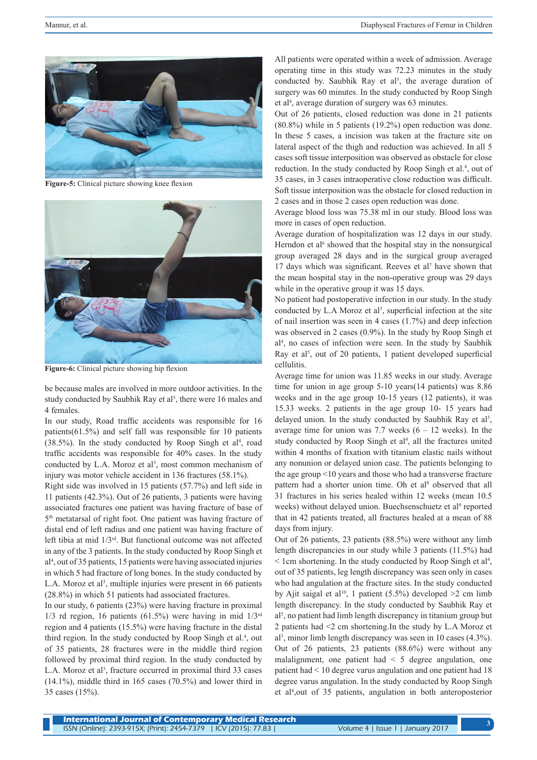Figure-5: Clinical picture showing knee flexion

Figure-6: Clinical picture showing hip flexion

be because males are involved in more outdoor activities. In the study conducted by Saubhik Ray et al[5], there were 16 males and 4 females.

In our study, Road traffic accidents was responsible for 16 patients(61.5%) and self fall was responsible for 10 patients (38.5%). In the study conducted by Roop Singh et al[4], road traffic accidents was responsible for 40% cases. In the study conducted by L.A. Moroz et al[3], most common mechanism of injury was motor vehicle accident in 136 fractures (58.1%).

Right side was involved in 15 patients (57.7%) and left side in 11 patients (42.3%). Out of 26 patients, 3 patients were having associated fractures one patient was having fracture of base of 5th metatarsal of right foot. One patient was having fracture of distal end of left radius and one patient was having fracture of left tibia at mid 1/3rd. But functional outcome was not affected in any of the 3 patients. In the study conducted by Roop Singh et al[4], out of 35 patients, 15 patients were having associated injuries in which 5 had fracture of long bones. In the study conducted by L.A. Moroz et al[3], multiple injuries were present in 66 patients (28.8%) in which 51 patients had associated fractures.

In our study, 6 patients (23%) were having fracture in proximal 1/3 rd region, 16 patients (61.5%) were having in mid 1/3rd region and 4 patients (15.5%) were having fracture in the distal third region. In the study conducted by Roop Singh et al.[4], out of 35 patients, 28 fractures were in the middle third region followed by proximal third region. In the study conducted by L.A. Moroz et al[3], fracture occurred in proximal third 33 cases (14.1%), middle third in 165 cases (70.5%) and lower third in 35 cases (15%).

All patients were operated within a week of admission. Average operating time in this study was 72.23 minutes in the study conducted by. Saubhik Ray et al[5], the average duration of surgery was 60 minutes. In the study conducted by Roop Singh et al[4], average duration of surgery was 63 minutes.

Out of 26 patients, closed reduction was done in 21 patients (80.8%) while in 5 patients (19.2%) open reduction was done. In these 5 cases, a incision was taken at the fracture site on lateral aspect of the thigh and reduction was achieved. In all 5 cases soft tissue interposition was observed as obstacle for close reduction. In the study conducted by Roop Singh et al.[4], out of 35 cases, in 3 cases intraoperative close reduction was difficult. Soft tissue interposition was the obstacle for closed reduction in 2 cases and in those 2 cases open reduction was done.

Average blood loss was 75.38 ml in our study. Blood loss was more in cases of open reduction.

Average duration of hospitalization was 12 days in our study. Herndon et al[6] showed that the hospital stay in the nonsurgical group averaged 28 days and in the surgical group averaged 17 days which was significant. Reeves et al[7] have shown that the mean hospital stay in the non-operative group was 29 days while in the operative group it was 15 days.

No patient had postoperative infection in our study. In the study conducted by L.A Moroz et al[3], superficial infection at the site of nail insertion was seen in 4 cases (1.7%) and deep infection was observed in 2 cases (0.9%). In the study by Roop Singh et al[4], no cases of infection were seen. In the study by Saubhik Ray et al[5], out of 20 patients, 1 patient developed superficial cellulitis.

Average time for union was 11.85 weeks in our study. Average time for union in age group 5-10 years(14 patients) was 8.86 weeks and in the age group 10-15 years (12 patients), it was 15.33 weeks. 2 patients in the age group 10- 15 years had delayed union. In the study conducted by Saubhik Ray et al[5], average time for union was 7.7 weeks (6 – 12 weeks). In the study conducted by Roop Singh et al[4], all the fractures united within 4 months of fixation with titanium elastic nails without any nonunion or delayed union case. The patients belonging to the age group <10 years and those who had a transverse fracture pattern had a shorter union time. Oh et al[8] observed that all 31 fractures in his series healed within 12 weeks (mean 10.5 weeks) without delayed union. Buechsenschuetz et al[9] reported that in 42 patients treated, all fractures healed at a mean of 88 days from injury.

Out of 26 patients, 23 patients (88.5%) were without any limb length discrepancies in our study while 3 patients (11.5%) had < 1cm shortening. In the study conducted by Roop Singh et al[4], out of 35 patients, leg length discrepancy was seen only in cases who had angulation at the fracture sites. In the study conducted by Ajit saigal et al[10], 1 patient (5.5%) developed >2 cm limb length discrepancy. In the study conducted by Saubhik Ray et al[5], no patient had limb length discrepancy in titanium group but 2 patients had <2 cm shortening.In the study by L.A Moroz et al[3], minor limb length discrepancy was seen in 10 cases (4.3%).

Out of 26 patients, 23 patients (88.6%) were without any malalignment, one patient had < 5 degree angulation, one patient had < 10 degree varus angulation and one patient had 18 degree varus angulation. In the study conducted by Roop Singh et al[4],out of 35 patients, angulation in both anteroposterior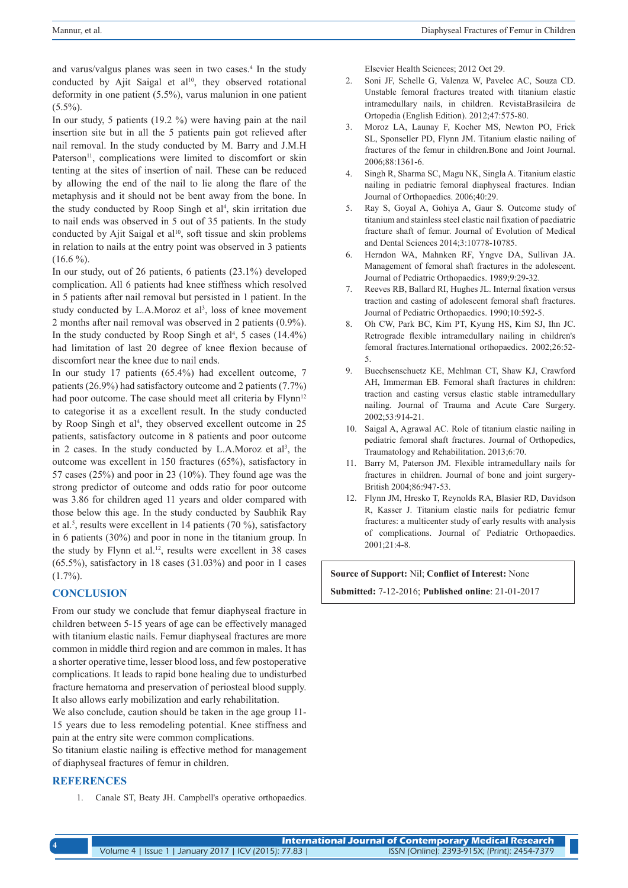and varus/valgus planes was seen in two cases.[4] In the study conducted by Ajit Saigal et al[10], they observed rotational deformity in one patient (5.5%), varus malunion in one patient (5.5%).

In our study, 5 patients (19.2 %) were having pain at the nail insertion site but in all the 5 patients pain got relieved after nail removal. In the study conducted by M. Barry and J.M.H Paterson[11], complications were limited to discomfort or skin tenting at the sites of insertion of nail. These can be reduced by allowing the end of the nail to lie along the flare of the metaphysis and it should not be bent away from the bone. In the study conducted by Roop Singh et al[4], skin irritation due to nail ends was observed in 5 out of 35 patients. In the study conducted by Ajit Saigal et al[10], soft tissue and skin problems in relation to nails at the entry point was observed in 3 patients (16.6 %).

In our study, out of 26 patients, 6 patients (23.1%) developed complication. All 6 patients had knee stiffness which resolved in 5 patients after nail removal but persisted in 1 patient. In the study conducted by L.A.Moroz et al[3], loss of knee movement 2 months after nail removal was observed in 2 patients (0.9%). In the study conducted by Roop Singh et al[4], 5 cases (14.4%) had limitation of last 20 degree of knee flexion because of discomfort near the knee due to nail ends.

In our study 17 patients (65.4%) had excellent outcome, 7 patients (26.9%) had satisfactory outcome and 2 patients (7.7%) had poor outcome. The case should meet all criteria by Flynn[12] to categorise it as a excellent result. In the study conducted by Roop Singh et al[4], they observed excellent outcome in 25 patients, satisfactory outcome in 8 patients and poor outcome in 2 cases. In the study conducted by L.A.Moroz et al[3], the outcome was excellent in 150 fractures (65%), satisfactory in 57 cases (25%) and poor in 23 (10%). They found age was the strong predictor of outcome and odds ratio for poor outcome was 3.86 for children aged 11 years and older compared with those below this age. In the study conducted by Saubhik Ray et al.[5], results were excellent in 14 patients (70 %), satisfactory in 6 patients (30%) and poor in none in the titanium group. In the study by Flynn et al.[12], results were excellent in 38 cases (65.5%), satisfactory in 18 cases (31.03%) and poor in 1 cases (1.7%).

## CONCLUSION

From our study we conclude that femur diaphyseal fracture in children between 5-15 years of age can be effectively managed with titanium elastic nails. Femur diaphyseal fractures are more common in middle third region and are common in males. It has a shorter operative time, lesser blood loss, and few postoperative complications. It leads to rapid bone healing due to undisturbed fracture hematoma and preservation of periosteal blood supply. It also allows early mobilization and early rehabilitation.

We also conclude, caution should be taken in the age group 11-15 years due to less remodeling potential. Knee stiffness and pain at the entry site were common complications.

So titanium elastic nailing is effective method for management of diaphyseal fractures of femur in children.

## REFERENCES

1. Canale ST, Beaty JH. Campbell's operative orthopaedics. Elsevier Health Sciences; 2012 Oct 29.
2. Soni JF, Schelle G, Valenza W, Pavelec AC, Souza CD. Unstable femoral fractures treated with titanium elastic intramedullary nails, in children. RevistaBrasileira de Ortopedia (English Edition). 2012;47:575-80.
3. Moroz LA, Launay F, Kocher MS, Newton PO, Frick SL, Sponseller PD, Flynn JM. Titanium elastic nailing of fractures of the femur in children.Bone and Joint Journal. 2006;88:1361-6.
4. Singh R, Sharma SC, Magu NK, Singla A. Titanium elastic nailing in pediatric femoral diaphyseal fractures. Indian Journal of Orthopaedics. 2006;40:29.
5. Ray S, Goyal A, Gohiya A, Gaur S. Outcome study of titanium and stainless steel elastic nail fixation of paediatric fracture shaft of femur. Journal of Evolution of Medical and Dental Sciences 2014;3:10778-10785.
6. Herndon WA, Mahnken RF, Yngve DA, Sullivan JA. Management of femoral shaft fractures in the adolescent. Journal of Pediatric Orthopaedics. 1989;9:29-32.
7. Reeves RB, Ballard RI, Hughes JL. Internal fixation versus traction and casting of adolescent femoral shaft fractures. Journal of Pediatric Orthopaedics. 1990;10:592-5.
8. Oh CW, Park BC, Kim PT, Kyung HS, Kim SJ, Ihn JC. Retrograde flexible intramedullary nailing in children's femoral fractures.International orthopaedics. 2002;26:52-5.
9. Buechsenschuetz KE, Mehlman CT, Shaw KJ, Crawford AH, Immerman EB. Femoral shaft fractures in children: traction and casting versus elastic stable intramedullary nailing. Journal of Trauma and Acute Care Surgery. 2002;53:914-21.
10. Saigal A, Agrawal AC. Role of titanium elastic nailing in pediatric femoral shaft fractures. Journal of Orthopedics, Traumatology and Rehabilitation. 2013;6:70.
11. Barry M, Paterson JM. Flexible intramedullary nails for fractures in children. Journal of bone and joint surgery-British 2004;86:947-53.
12. Flynn JM, Hresko T, Reynolds RA, Blasier RD, Davidson R, Kasser J. Titanium elastic nails for pediatric femur fractures: a multicenter study of early results with analysis of complications. Journal of Pediatric Orthopaedics. 2001;21:4-8.

**Source of Support:** Nil; **Conflict of Interest:** None

**Submitted:** 7-12-2016; **Published online**: 21-01-2017